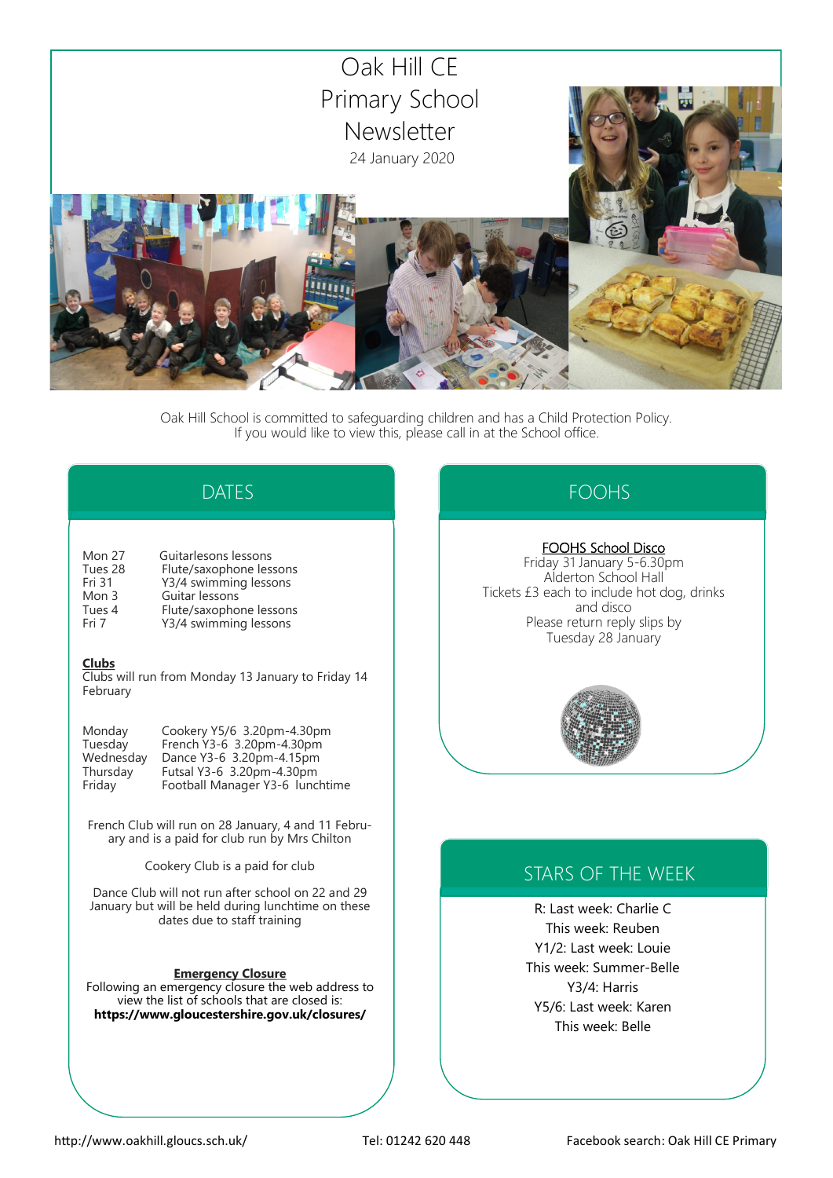# Oak Hill CE Primary School Newsletter

24 January 2020

Oak Hill School is committed to safeguarding children and has a Child Protection Policy.
If you would like to view this, please call in at the School office.

## DATES

| | |
|---|---|
| Mon 27 | Guitarlesons lessons |
| Tues 28 | Flute/saxophone lessons |
| Fri 31 | Y3/4 swimming lessons |
| Mon 3 | Guitar lessons |
| Tues 4 | Flute/saxophone lessons |
| Fri 7 | Y3/4 swimming lessons |

**Clubs**

Clubs will run from Monday 13 January to Friday 14 February

| | |
|---|---|
| Monday | Cookery Y5/6 3.20pm-4.30pm |
| Tuesday | French Y3-6 3.20pm-4.30pm |
| Wednesday | Dance Y3-6 3.20pm-4.15pm |
| Thursday | Futsal Y3-6 3.20pm-4.30pm |
| Friday | Football Manager Y3-6 lunchtime |

French Club will run on 28 January, 4 and 11 February and is a paid for club run by Mrs Chilton

Cookery Club is a paid for club

Dance Club will not run after school on 22 and 29 January but will be held during lunchtime on these dates due to staff training

**Emergency Closure**

Following an emergency closure the web address to view the list of schools that are closed is:
**https://www.gloucestershire.gov.uk/closures/**

## FOOHS

**FOOHS School Disco**

Friday 31 January 5-6.30pm
Alderton School Hall
Tickets £3 each to include hot dog, drinks and disco
Please return reply slips by
Tuesday 28 January

## STARS OF THE WEEK

R: Last week: Charlie C
This week: Reuben
Y1/2: Last week: Louie
This week: Summer-Belle
Y3/4: Harris
Y5/6: Last week: Karen
This week: Belle

http://www.oakhill.gloucs.sch.uk/ Tel: 01242 620 448 Facebook search: Oak Hill CE Primary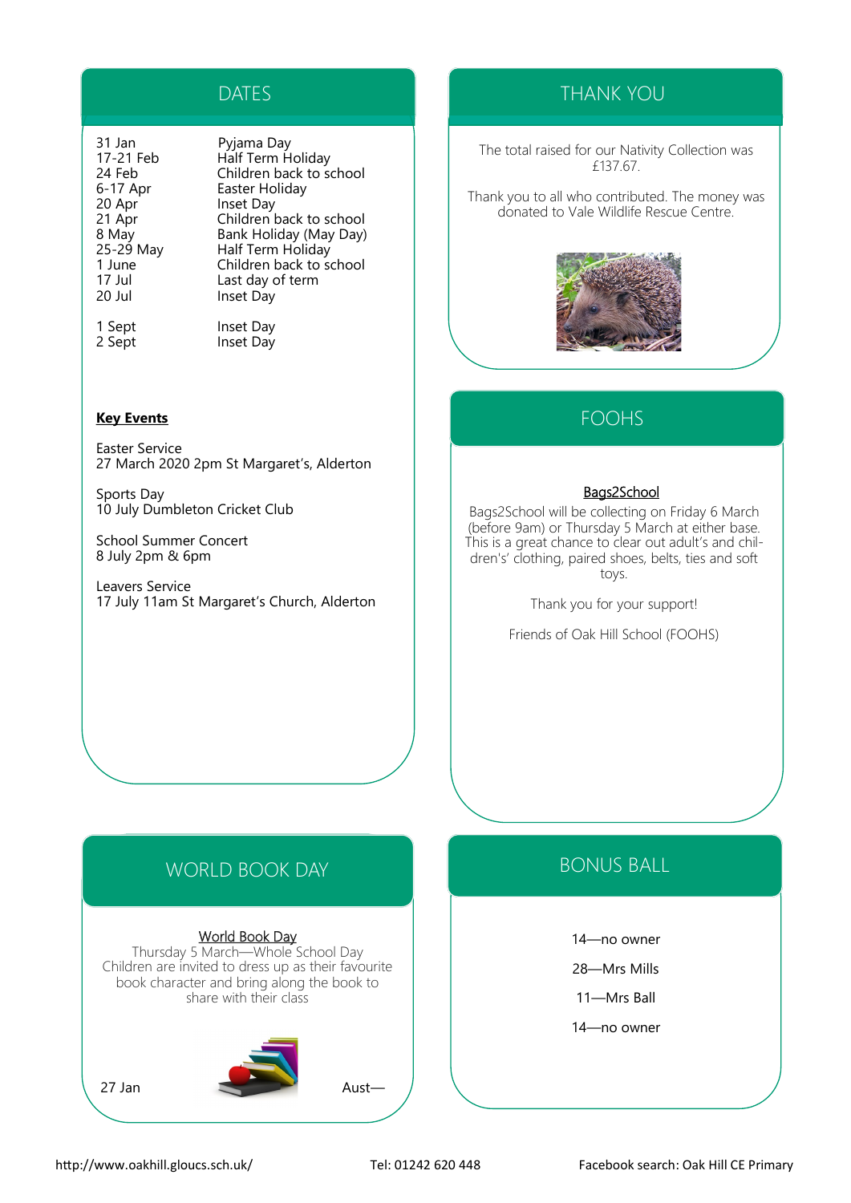## DATES

| | |
|---|---|
| 31 Jan | Pyjama Day |
| 17-21 Feb | Half Term Holiday |
| 24 Feb | Children back to school |
| 6-17 Apr | Easter Holiday |
| 20 Apr | Inset Day |
| 21 Apr | Children back to school |
| 8 May | Bank Holiday (May Day) |
| 25-29 May | Half Term Holiday |
| 1 June | Children back to school |
| 17 Jul | Last day of term |
| 20 Jul | Inset Day |
| 1 Sept | Inset Day |
| 2 Sept | Inset Day |

**Key Events**

Easter Service
27 March 2020 2pm St Margaret's, Alderton

Sports Day
10 July Dumbleton Cricket Club

School Summer Concert
8 July 2pm & 6pm

Leavers Service
17 July 11am St Margaret's Church, Alderton

## THANK YOU

The total raised for our Nativity Collection was £137.67.

Thank you to all who contributed. The money was donated to Vale Wildlife Rescue Centre.

## FOOHS

Bags2School

Bags2School will be collecting on Friday 6 March (before 9am) or Thursday 5 March at either base. This is a great chance to clear out adult's and children's' clothing, paired shoes, belts, ties and soft toys.

Thank you for your support!

Friends of Oak Hill School (FOOHS)

## WORLD BOOK DAY

World Book Day
Thursday 5 March—Whole School Day
Children are invited to dress up as their favourite book character and bring along the book to share with their class

27 Jan

Aust—

## BONUS BALL

14—no owner

28—Mrs Mills

11—Mrs Ball

14—no owner

http://www.oakhill.gloucs.sch.uk/ Tel: 01242 620 448 Facebook search: Oak Hill CE Primary